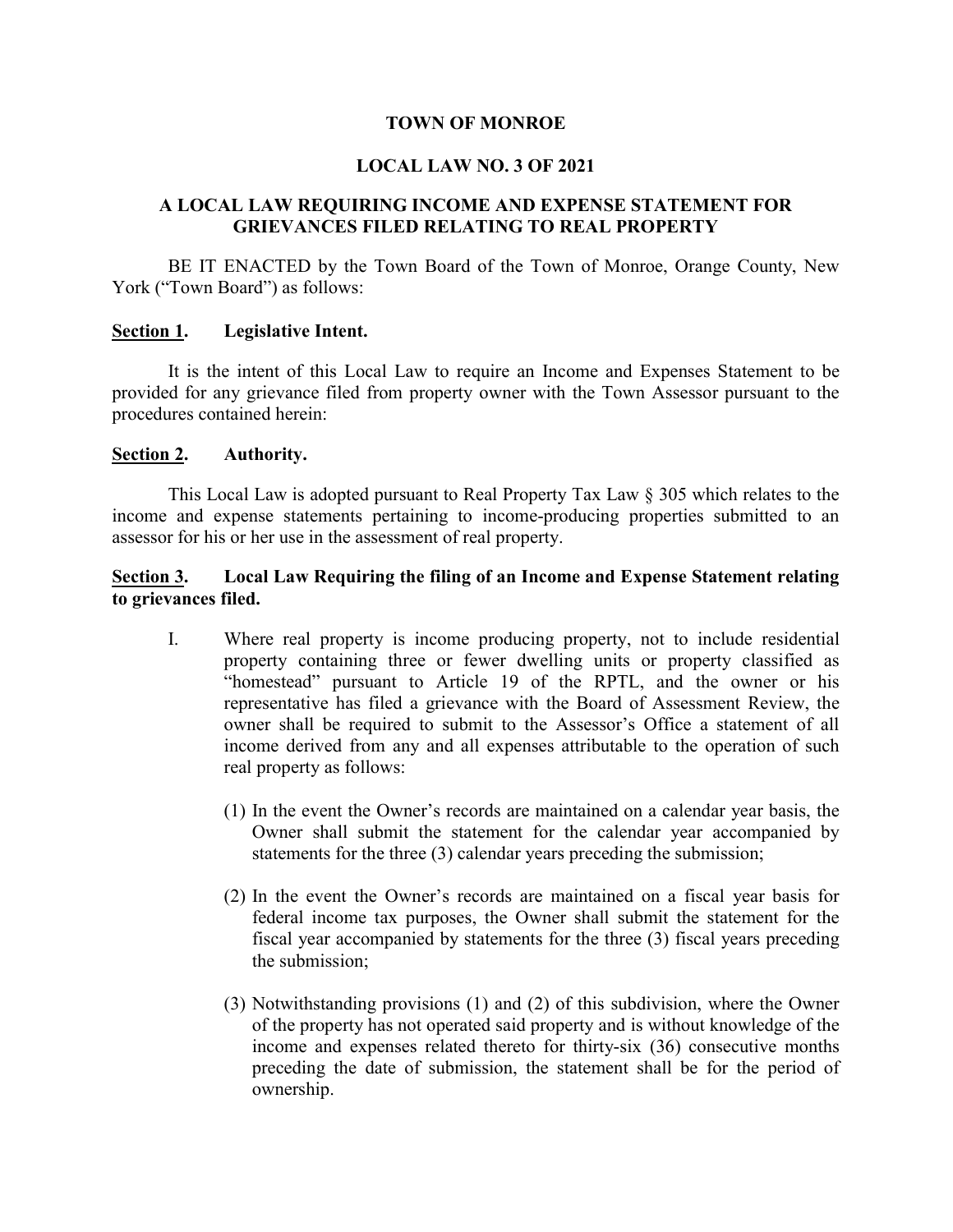**TOWN OF MONROE**

**LOCAL LAW NO. 3 OF 2021**

**A LOCAL LAW REQUIRING INCOME AND EXPENSE STATEMENT FOR GRIEVANCES FILED RELATING TO REAL PROPERTY**

BE IT ENACTED by the Town Board of the Town of Monroe, Orange County, New York ("Town Board") as follows:

**<u>Section 1</u>. Legislative Intent.**

It is the intent of this Local Law to require an Income and Expenses Statement to be provided for any grievance filed from property owner with the Town Assessor pursuant to the procedures contained herein:

**<u>Section 2</u>. Authority.**

This Local Law is adopted pursuant to Real Property Tax Law § 305 which relates to the income and expense statements pertaining to income-producing properties submitted to an assessor for his or her use in the assessment of real property.

**<u>Section 3</u>. Local Law Requiring the filing of an Income and Expense Statement relating to grievances filed.**

I. Where real property is income producing property, not to include residential property containing three or fewer dwelling units or property classified as "homestead" pursuant to Article 19 of the RPTL, and the owner or his representative has filed a grievance with the Board of Assessment Review, the owner shall be required to submit to the Assessor's Office a statement of all income derived from any and all expenses attributable to the operation of such real property as follows:

(1) In the event the Owner's records are maintained on a calendar year basis, the Owner shall submit the statement for the calendar year accompanied by statements for the three (3) calendar years preceding the submission;

(2) In the event the Owner's records are maintained on a fiscal year basis for federal income tax purposes, the Owner shall submit the statement for the fiscal year accompanied by statements for the three (3) fiscal years preceding the submission;

(3) Notwithstanding provisions (1) and (2) of this subdivision, where the Owner of the property has not operated said property and is without knowledge of the income and expenses related thereto for thirty-six (36) consecutive months preceding the date of submission, the statement shall be for the period of ownership.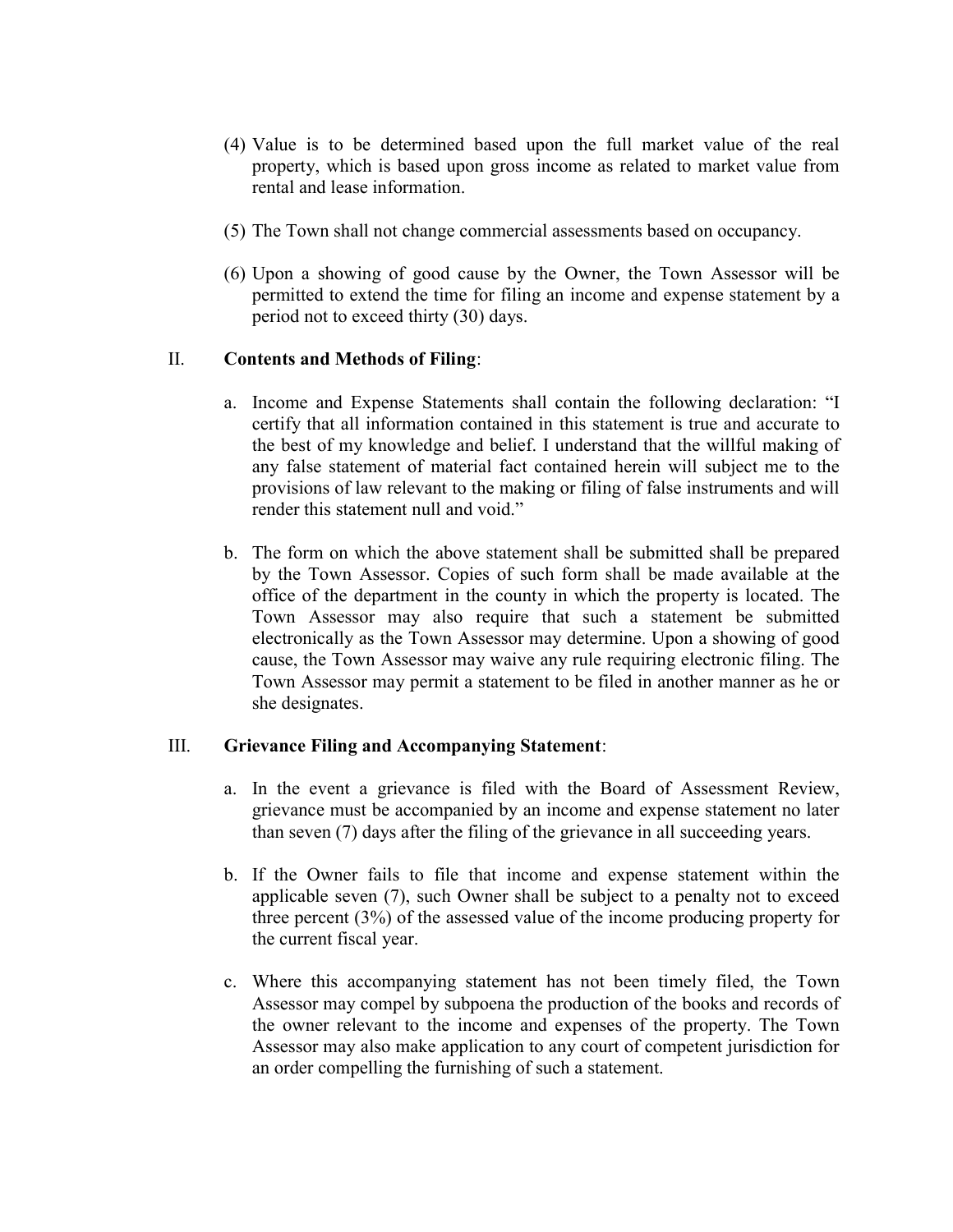(4) Value is to be determined based upon the full market value of the real property, which is based upon gross income as related to market value from rental and lease information.

(5) The Town shall not change commercial assessments based on occupancy.

(6) Upon a showing of good cause by the Owner, the Town Assessor will be permitted to extend the time for filing an income and expense statement by a period not to exceed thirty (30) days.

II. **Contents and Methods of Filing**:

a. Income and Expense Statements shall contain the following declaration: "I certify that all information contained in this statement is true and accurate to the best of my knowledge and belief. I understand that the willful making of any false statement of material fact contained herein will subject me to the provisions of law relevant to the making or filing of false instruments and will render this statement null and void."

b. The form on which the above statement shall be submitted shall be prepared by the Town Assessor. Copies of such form shall be made available at the office of the department in the county in which the property is located. The Town Assessor may also require that such a statement be submitted electronically as the Town Assessor may determine. Upon a showing of good cause, the Town Assessor may waive any rule requiring electronic filing. The Town Assessor may permit a statement to be filed in another manner as he or she designates.

III. **Grievance Filing and Accompanying Statement**:

a. In the event a grievance is filed with the Board of Assessment Review, grievance must be accompanied by an income and expense statement no later than seven (7) days after the filing of the grievance in all succeeding years.

b. If the Owner fails to file that income and expense statement within the applicable seven (7), such Owner shall be subject to a penalty not to exceed three percent (3%) of the assessed value of the income producing property for the current fiscal year.

c. Where this accompanying statement has not been timely filed, the Town Assessor may compel by subpoena the production of the books and records of the owner relevant to the income and expenses of the property. The Town Assessor may also make application to any court of competent jurisdiction for an order compelling the furnishing of such a statement.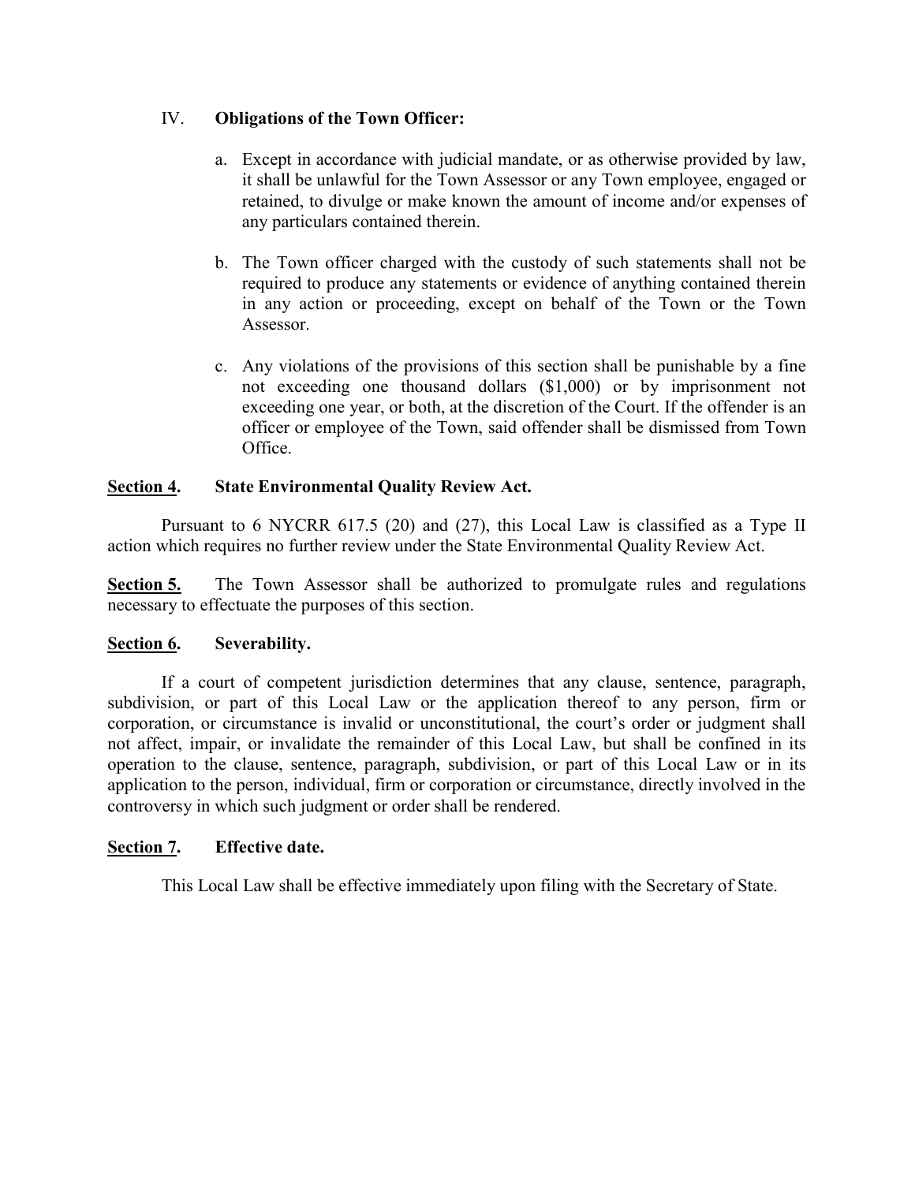IV. **Obligations of the Town Officer:**

a. Except in accordance with judicial mandate, or as otherwise provided by law, it shall be unlawful for the Town Assessor or any Town employee, engaged or retained, to divulge or make known the amount of income and/or expenses of any particulars contained therein.

b. The Town officer charged with the custody of such statements shall not be required to produce any statements or evidence of anything contained therein in any action or proceeding, except on behalf of the Town or the Town Assessor.

c. Any violations of the provisions of this section shall be punishable by a fine not exceeding one thousand dollars ($1,000) or by imprisonment not exceeding one year, or both, at the discretion of the Court. If the offender is an officer or employee of the Town, said offender shall be dismissed from Town Office.

**Section 4. State Environmental Quality Review Act.**

Pursuant to 6 NYCRR 617.5 (20) and (27), this Local Law is classified as a Type II action which requires no further review under the State Environmental Quality Review Act.

**Section 5.** The Town Assessor shall be authorized to promulgate rules and regulations necessary to effectuate the purposes of this section.

**Section 6. Severability.**

If a court of competent jurisdiction determines that any clause, sentence, paragraph, subdivision, or part of this Local Law or the application thereof to any person, firm or corporation, or circumstance is invalid or unconstitutional, the court's order or judgment shall not affect, impair, or invalidate the remainder of this Local Law, but shall be confined in its operation to the clause, sentence, paragraph, subdivision, or part of this Local Law or in its application to the person, individual, firm or corporation or circumstance, directly involved in the controversy in which such judgment or order shall be rendered.

**Section 7. Effective date.**

This Local Law shall be effective immediately upon filing with the Secretary of State.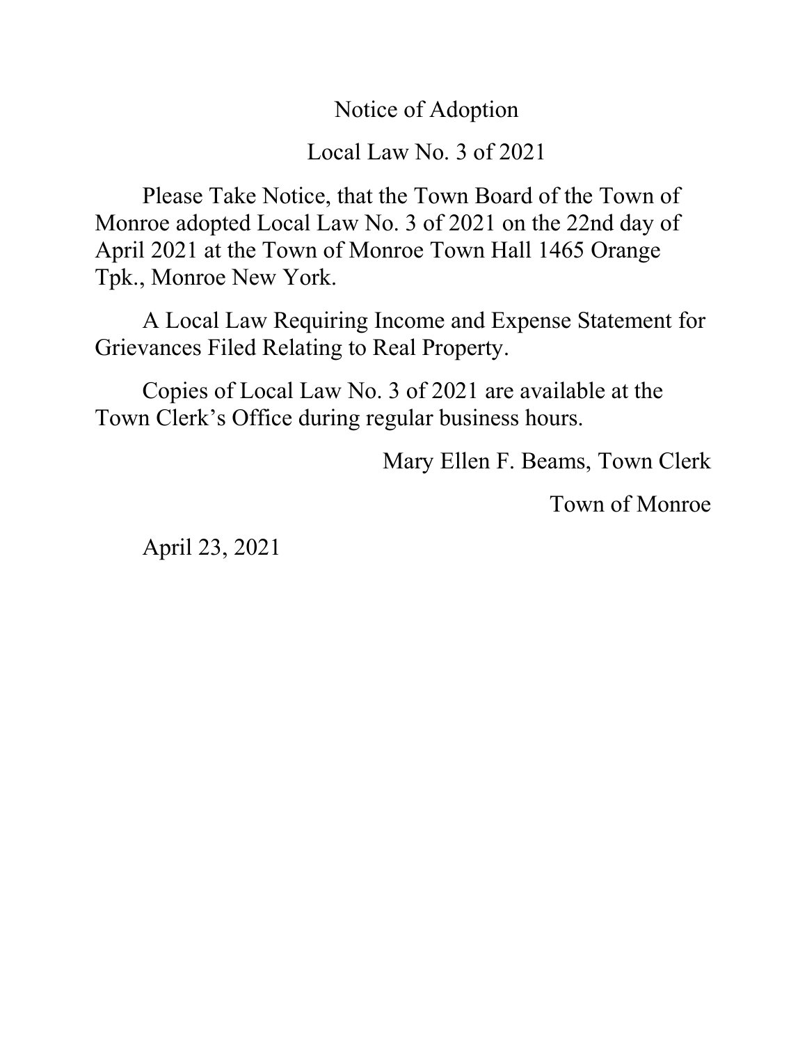# Notice of Adoption

## Local Law No. 3 of 2021

Please Take Notice, that the Town Board of the Town of Monroe adopted Local Law No. 3 of 2021 on the 22nd day of April 2021 at the Town of Monroe Town Hall 1465 Orange Tpk., Monroe New York.

A Local Law Requiring Income and Expense Statement for Grievances Filed Relating to Real Property.

Copies of Local Law No. 3 of 2021 are available at the Town Clerk's Office during regular business hours.

Mary Ellen F. Beams, Town Clerk

Town of Monroe

April 23, 2021